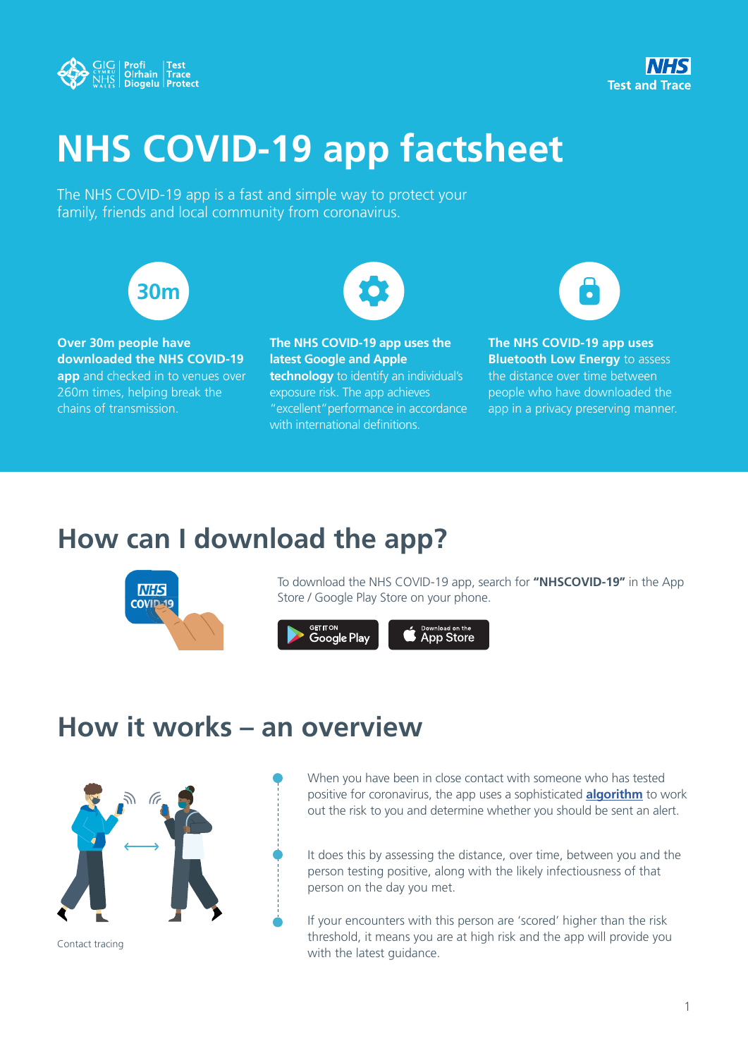GIG CYMRU NHS WALES | Profi Olrhain Diogelu | Test Trace Protect

NHS Test and Trace

# NHS COVID-19 app factsheet

The NHS COVID-19 app is a fast and simple way to protect your family, friends and local community from coronavirus.

30m

**Over 30m people have downloaded the NHS COVID-19 app** and checked in to venues over 260m times, helping break the chains of transmission.

**The NHS COVID-19 app uses the latest Google and Apple technology** to identify an individual's exposure risk. The app achieves "excellent" performance in accordance with international definitions.

**The NHS COVID-19 app uses Bluetooth Low Energy** to assess the distance over time between people who have downloaded the app in a privacy preserving manner.

## How can I download the app?

To download the NHS COVID-19 app, search for **"NHSCOVID-19"** in the App Store / Google Play Store on your phone.

GET IT ON Google Play | Download on the App Store

## How it works – an overview

Contact tracing

- When you have been in close contact with someone who has tested positive for coronavirus, the app uses a sophisticated **algorithm** to work out the risk to you and determine whether you should be sent an alert.
- It does this by assessing the distance, over time, between you and the person testing positive, along with the likely infectiousness of that person on the day you met.
- If your encounters with this person are 'scored' higher than the risk threshold, it means you are at high risk and the app will provide you with the latest guidance.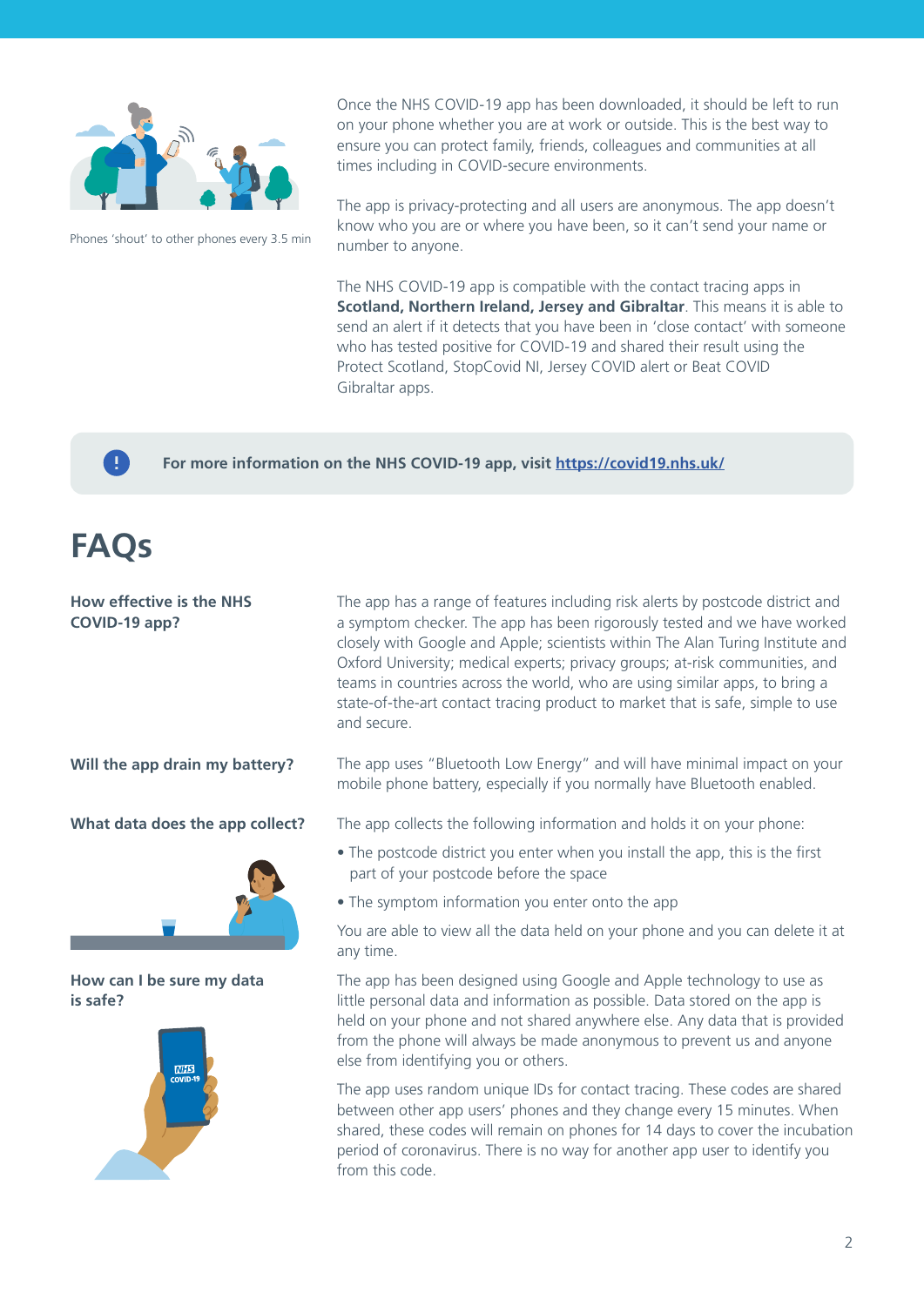Phones 'shout' to other phones every 3.5 min

Once the NHS COVID-19 app has been downloaded, it should be left to run on your phone whether you are at work or outside. This is the best way to ensure you can protect family, friends, colleagues and communities at all times including in COVID-secure environments.

The app is privacy-protecting and all users are anonymous. The app doesn't know who you are or where you have been, so it can't send your name or number to anyone.

The NHS COVID-19 app is compatible with the contact tracing apps in **Scotland, Northern Ireland, Jersey and Gibraltar**. This means it is able to send an alert if it detects that you have been in 'close contact' with someone who has tested positive for COVID-19 and shared their result using the Protect Scotland, StopCovid NI, Jersey COVID alert or Beat COVID Gibraltar apps.

**For more information on the NHS COVID-19 app, visit [https://covid19.nhs.uk/](https://covid19.nhs.uk/)**

# FAQs

**How effective is the NHS COVID-19 app?**

The app has a range of features including risk alerts by postcode district and a symptom checker. The app has been rigorously tested and we have worked closely with Google and Apple; scientists within The Alan Turing Institute and Oxford University; medical experts; privacy groups; at-risk communities, and teams in countries across the world, who are using similar apps, to bring a state-of-the-art contact tracing product to market that is safe, simple to use and secure.

**Will the app drain my battery?**

The app uses "Bluetooth Low Energy" and will have minimal impact on your mobile phone battery, especially if you normally have Bluetooth enabled.

**What data does the app collect?**

The app collects the following information and holds it on your phone:

- The postcode district you enter when you install the app, this is the first part of your postcode before the space
- The symptom information you enter onto the app

You are able to view all the data held on your phone and you can delete it at any time.

**How can I be sure my data is safe?**

The app has been designed using Google and Apple technology to use as little personal data and information as possible. Data stored on the app is held on your phone and not shared anywhere else. Any data that is provided from the phone will always be made anonymous to prevent us and anyone else from identifying you or others.

The app uses random unique IDs for contact tracing. These codes are shared between other app users' phones and they change every 15 minutes. When shared, these codes will remain on phones for 14 days to cover the incubation period of coronavirus. There is no way for another app user to identify you from this code.